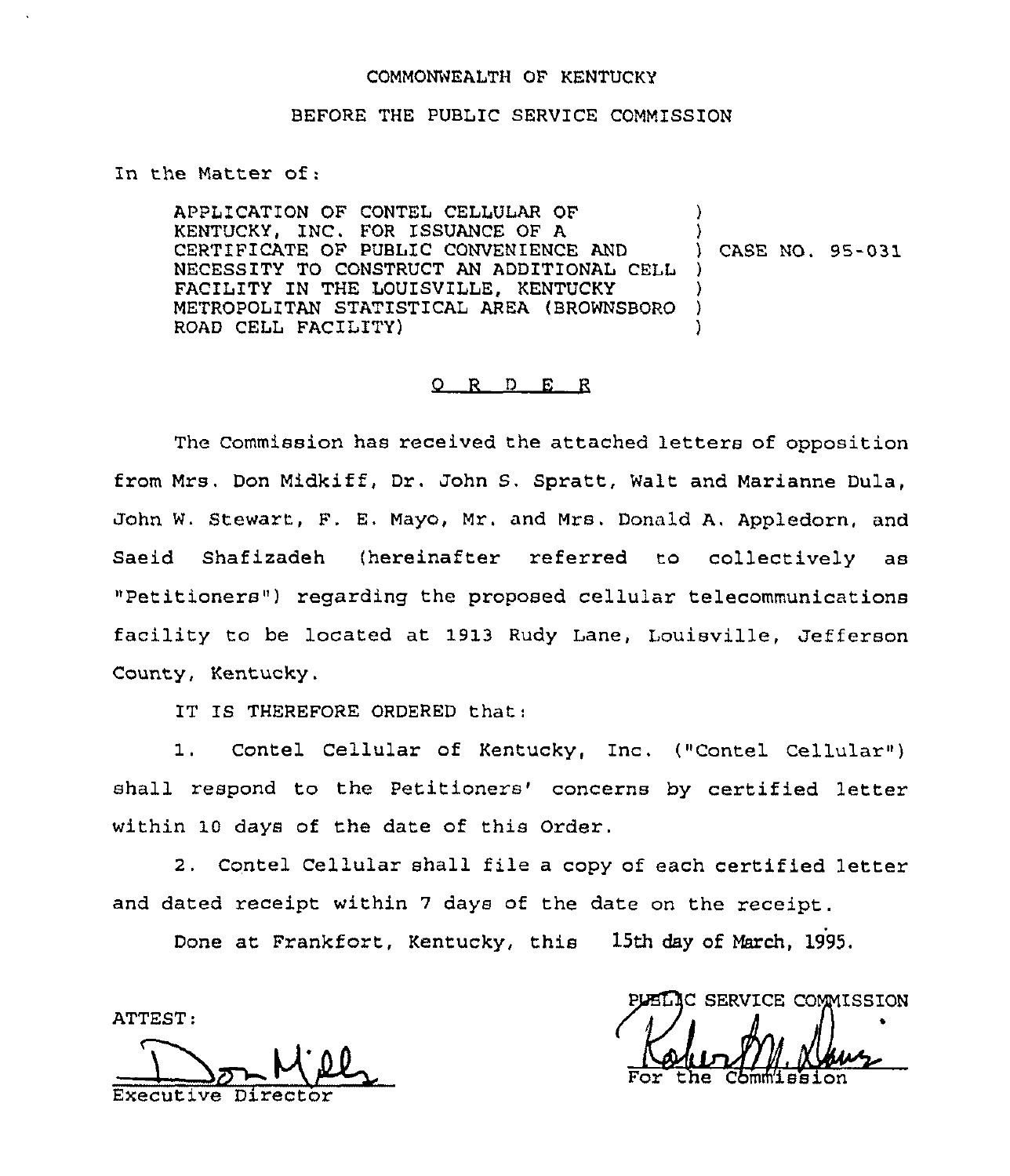COMMONWEALTH OF KENTUCKY

BEFORE THE PUBLIC SERVICE COMMISSION

In the Matter of:

| | |
|---|---|
| APPLICATION OF CONTEL CELLULAR OF KENTUCKY, INC. FOR ISSUANCE OF A CERTIFICATE OF PUBLIC CONVENIENCE AND NECESSITY TO CONSTRUCT AN ADDITIONAL CELL FACILITY IN THE LOUISVILLE, KENTUCKY METROPOLITAN STATISTICAL AREA (BROWNSBORO ROAD CELL FACILITY) | ) CASE NO. 95-031 |

## O R D E R

The Commission has received the attached letters of opposition from Mrs. Don Midkiff, Dr. John S. Spratt, Walt and Marianne Dula, John W. Stewart, F. E. Mayo, Mr. and Mrs. Donald A. Appledorn, and Saeid Shafizadeh (hereinafter referred to collectively as "Petitioners") regarding the proposed cellular telecommunications facility to be located at 1913 Rudy Lane, Louisville, Jefferson County, Kentucky.

IT IS THEREFORE ORDERED that:

1. Contel Cellular of Kentucky, Inc. ("Contel Cellular") shall respond to the Petitioners' concerns by certified letter within 10 days of the date of this Order.

2. Contel Cellular shall file a copy of each certified letter and dated receipt within 7 days of the date on the receipt.

Done at Frankfort, Kentucky, this 15th day of March, 1995.

PUBLIC SERVICE COMMISSION

For the Commission

ATTEST:

Executive Director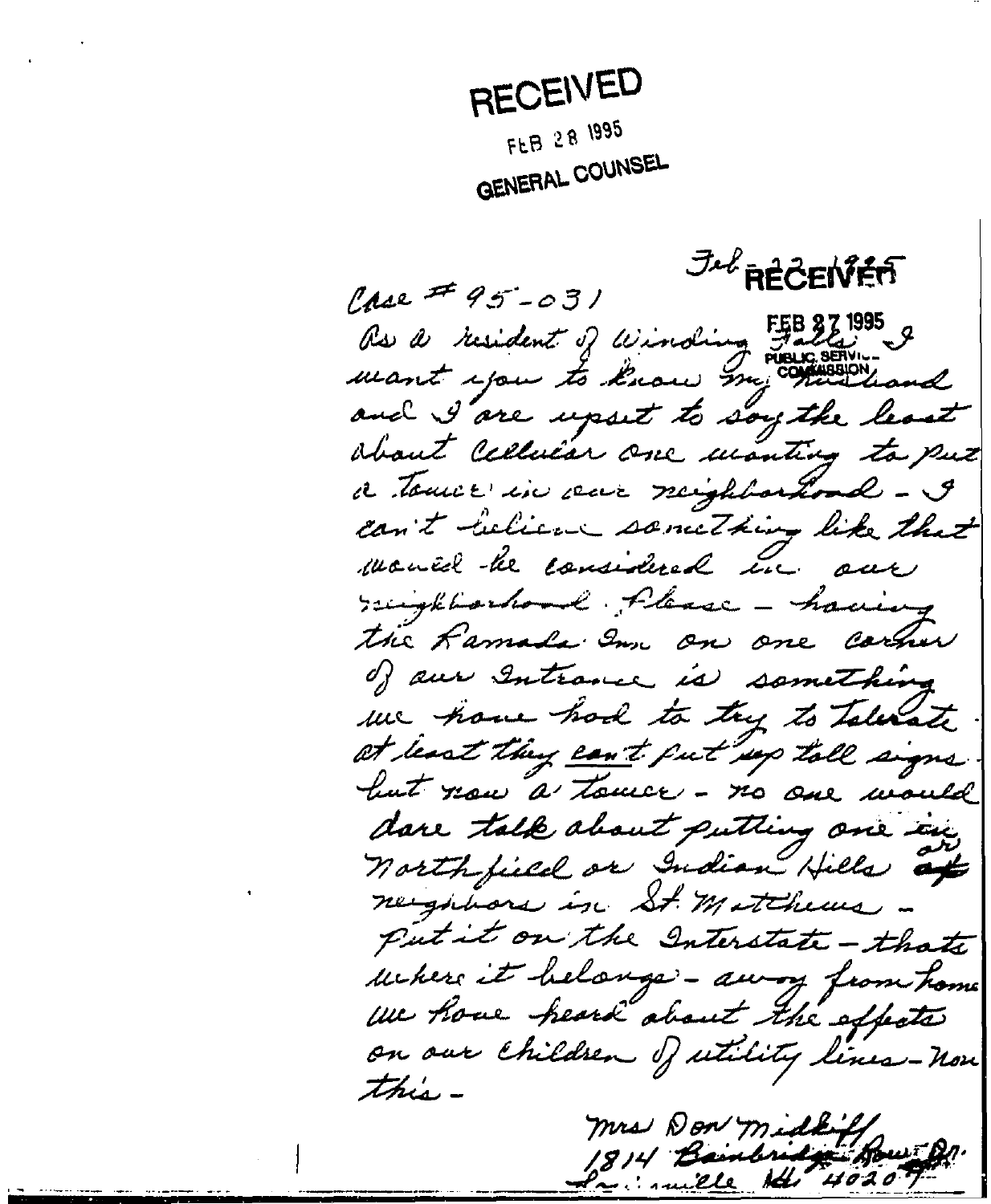RECEIVED

FEB 28 1995

GENERAL COUNSEL

Feb 22 1995

RECEIVED

FEB 27 1995

PUBLIC SERVICE COMMISSION

Case # 95-031

As a resident of Winding Falls I want you to know my husband and I are upset to say the least about Cellular One wanting to put a tower in our neighborhood - I can't believe something like that would be considered in our neighborhood. Please - having the Ramada Inn on one corner of our Intrance is something we have had to try to tolerate. At least they can't put up tall signs. but now a tower - no one would dare talk about putting one in Northfield or Indian Hills or neighbors in St. Matthews - Put it on the Interstate - thats where it belongs - away from home we have heard about the effects on our children of utility lines - now this -

Mrs Don Midkiff
1814 ~~Bainbridge~~ Row Dr.
Louisville KY 40207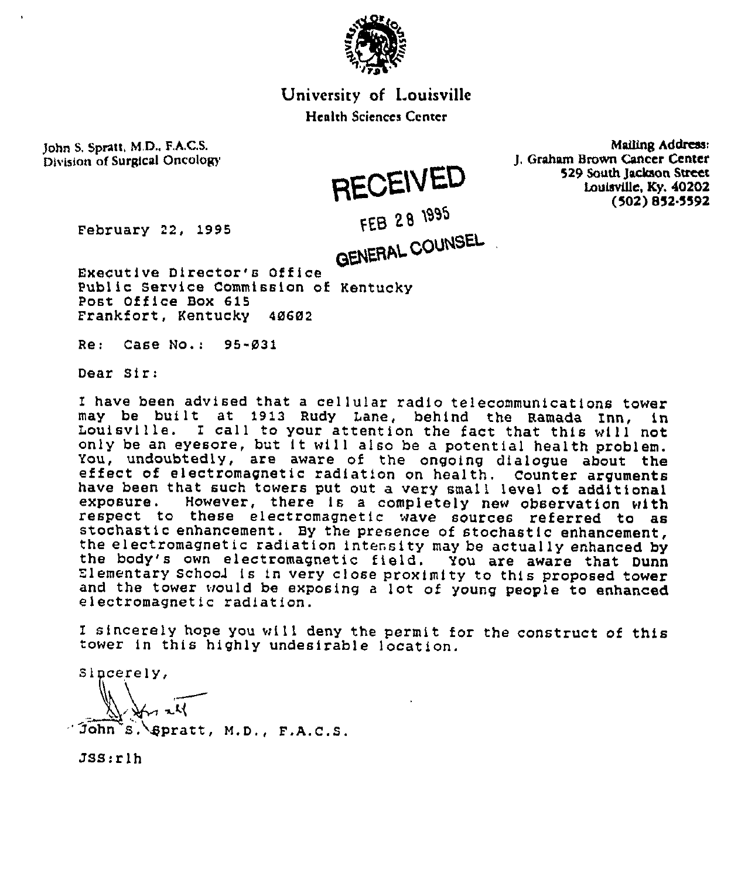University of Louisville

Health Sciences Center

John S. Spratt, M.D., F.A.C.S.
Division of Surgical Oncology

Mailing Address:
J. Graham Brown Cancer Center
529 South Jackson Street
Louisville, Ky. 40202
(502) 852-5592

RECEIVED
FEB 28 1995
GENERAL COUNSEL

February 22, 1995

Executive Director's Office
Public Service Commission of Kentucky
Post Office Box 615
Frankfort, Kentucky 40602

Re: Case No.: 95-031

Dear Sir:

I have been advised that a cellular radio telecommunications tower may be built at 1913 Rudy Lane, behind the Ramada Inn, in Louisville. I call to your attention the fact that this will not only be an eyesore, but it will also be a potential health problem. You, undoubtedly, are aware of the ongoing dialogue about the effect of electromagnetic radiation on health. Counter arguments have been that such towers put out a very small level of additional exposure. However, there is a completely new observation with respect to these electromagnetic wave sources referred to as stochastic enhancement. By the presence of stochastic enhancement, the electromagnetic radiation intensity may be actually enhanced by the body's own electromagnetic field. You are aware that Dunn Elementary School is in very close proximity to this proposed tower and the tower would be exposing a lot of young people to enhanced electromagnetic radiation.

I sincerely hope you will deny the permit for the construct of this tower in this highly undesirable location.

Sincerely,

John S. Spratt, M.D., F.A.C.S.

JSS:rlh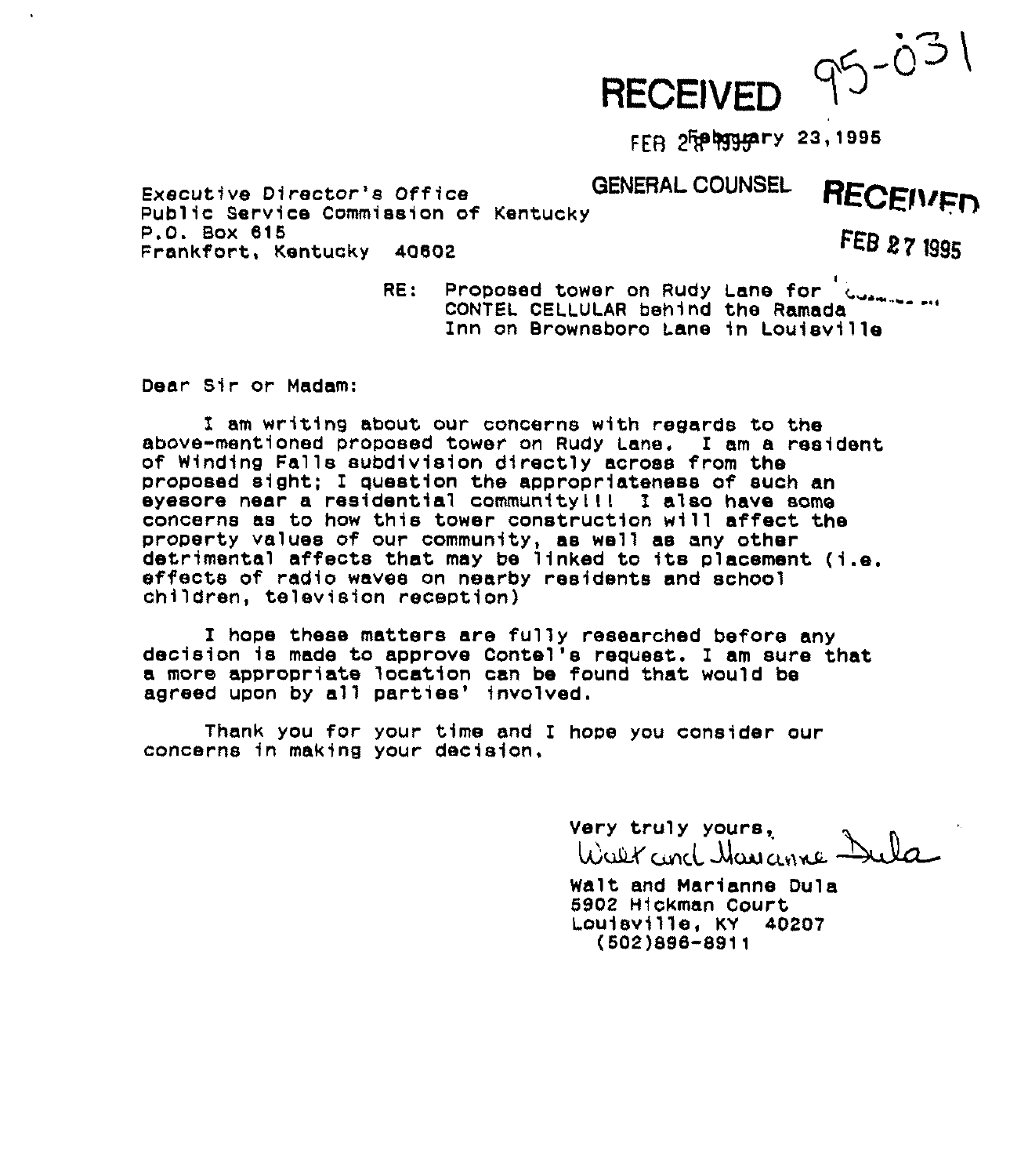95-031

RECEIVED

FEB 28 1995

February 23, 1995

GENERAL COUNSEL

RECEIVED

FEB 27 1995

Executive Director's Office
Public Service Commission of Kentucky
P.O. Box 615
Frankfort, Kentucky 40602

RE: Proposed tower on Rudy Lane for CONTEL CELLULAR behind the Ramada Inn on Brownsboro Lane in Louisville

Dear Sir or Madam:

I am writing about our concerns with regards to the above-mentioned proposed tower on Rudy Lane. I am a resident of Winding Falls subdivision directly across from the proposed sight; I question the appropriateness of such an eyesore near a residential community!!! I also have some concerns as to how this tower construction will affect the property values of our community, as well as any other detrimental affects that may be linked to its placement (i.e. effects of radio waves on nearby residents and school children, television reception)

I hope these matters are fully researched before any decision is made to approve Contel's request. I am sure that a more appropriate location can be found that would be agreed upon by all parties' involved.

Thank you for your time and I hope you consider our concerns in making your decision.

Very truly yours,

Walt and Marianne Dula

Walt and Marianne Dula
5902 Hickman Court
Louisville, KY 40207
(502)896-8911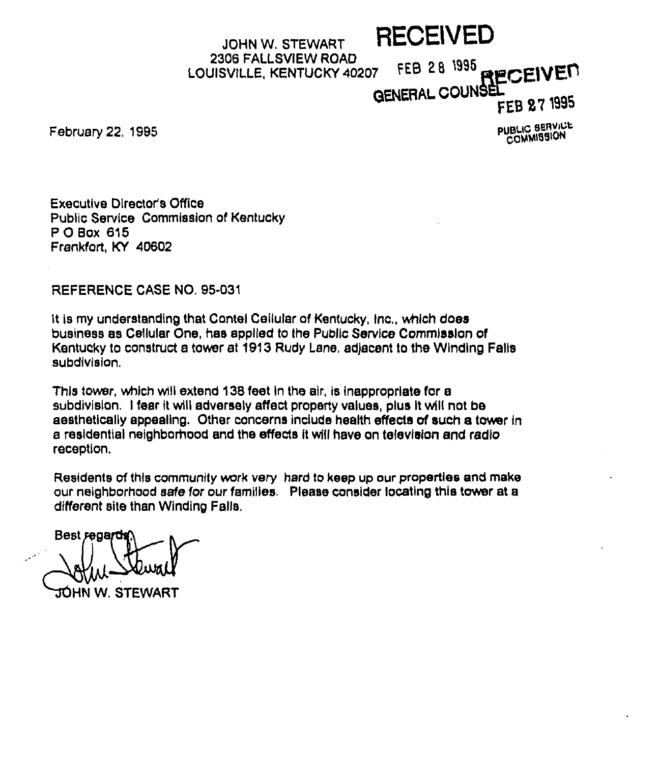JOHN W. STEWART
2306 FALLSVIEW ROAD
LOUISVILLE, KENTUCKY 40207

RECEIVED
FEB 28 1995
GENERAL COUNSEL

RECEIVED
FEB 27 1995
PUBLIC SERVICE COMMISSION

February 22, 1995

Executive Director's Office
Public Service Commission of Kentucky
P O Box 615
Frankfort, KY 40602

REFERENCE CASE NO. 95-031

It is my understanding that Contel Cellular of Kentucky, Inc., which does business as Cellular One, has applied to the Public Service Commission of Kentucky to construct a tower at 1913 Rudy Lane, adjacent to the Winding Falls subdivision.

This tower, which will extend 138 feet in the air, is inappropriate for a subdivision. I fear it will adversely affect property values, plus it will not be aesthetically appealing. Other concerns include health effects of such a tower in a residential neighborhood and the effects it will have on television and radio reception.

Residents of this community work very hard to keep up our properties and make our neighborhood safe for our families. Please consider locating this tower at a different site than Winding Falls.

Best regards,

John Stewart

JOHN W. STEWART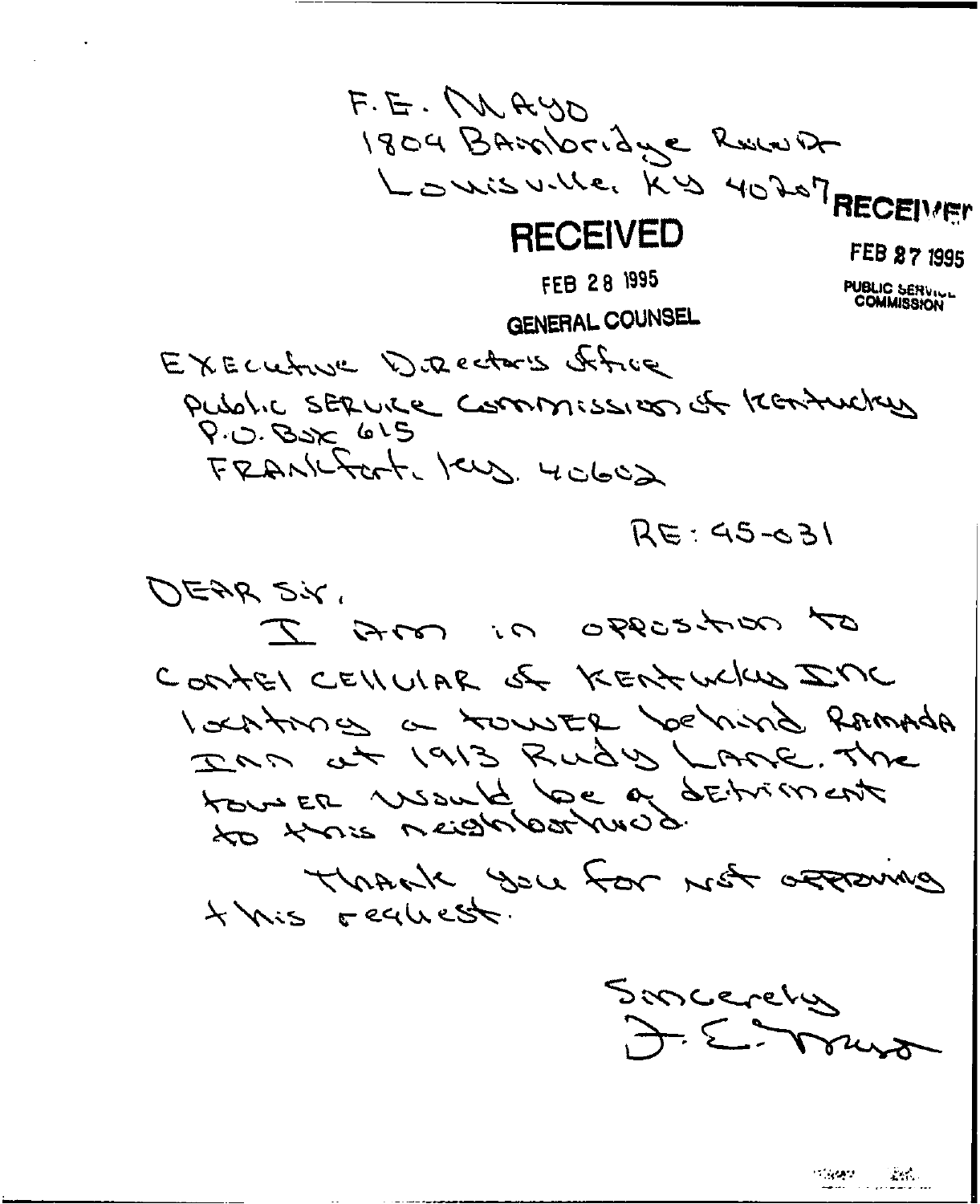F. E. MAYO
1804 Bainbridge Row Dr
Louisville, KY 40207

**RECEIVED**

FEB 28 1995

GENERAL COUNSEL

**RECEIVED**

FEB 27 1995

PUBLIC SERVICE COMMISSION

Executive Directors Office
Public Service Commission of Kentucky
P.O. Box 615
Frankfort, Ky. 40602

RE: 95-031

Dear Sir,

I am in opposition to Contel Cellular of Kentucky Inc locating a tower behind Ramada Inn at 1913 Rudy Lane. The tower would be a detriment to this neighborhood.

Thank you for not approving this request.

Sincerely
F. E. Mayo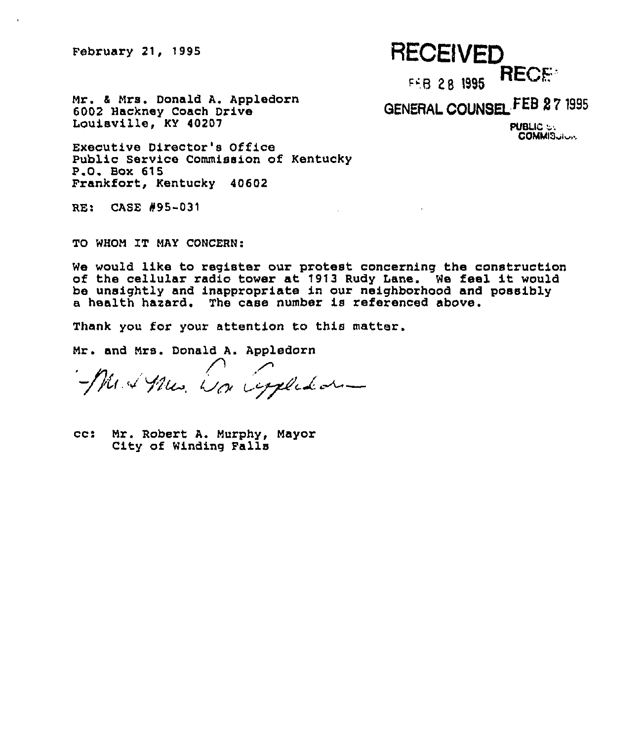February 21, 1995

RECEIVED

FEB 28 1995

GENERAL COUNSEL

RECE

FEB 27 1995

PUBLIC ...
COMMIS...

Mr. & Mrs. Donald A. Appledorn
6002 Hackney Coach Drive
Louisville, KY 40207

Executive Director's Office
Public Service Commission of Kentucky
P.O. Box 615
Frankfort, Kentucky 40602

RE: CASE #95-031

TO WHOM IT MAY CONCERN:

We would like to register our protest concerning the construction of the cellular radio tower at 1913 Rudy Lane. We feel it would be unsightly and inappropriate in our neighborhood and possibly a health hazard. The case number is referenced above.

Thank you for your attention to this matter.

Mr. and Mrs. Donald A. Appledorn

Mr. & Mrs. Don Appledorn

cc: Mr. Robert A. Murphy, Mayor
City of Winding Falls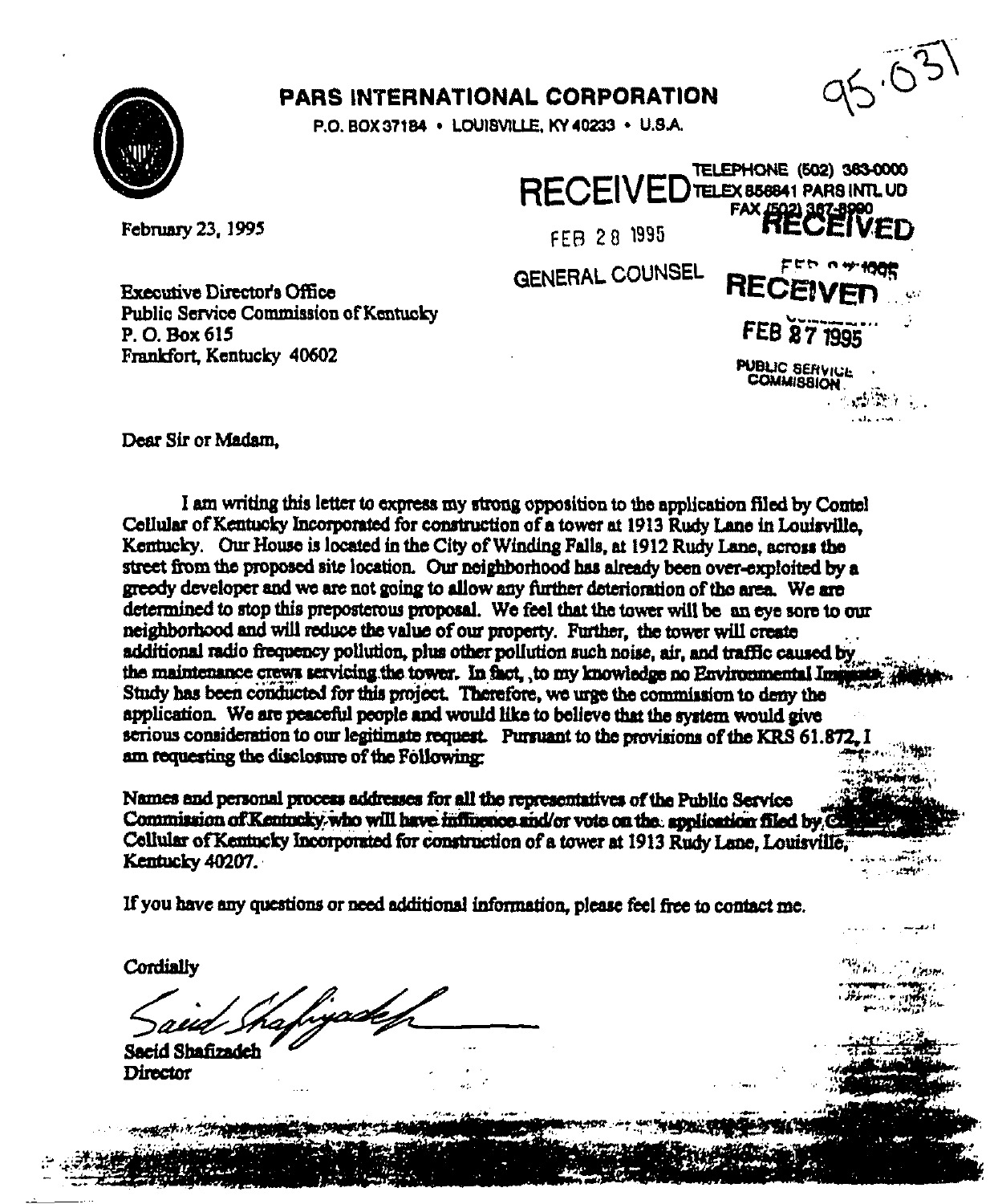95.031

# PARS INTERNATIONAL CORPORATION

P.O. BOX 37184 • LOUISVILLE, KY 40233 • U.S.A.

TELEPHONE (502) 363-0000
TELEX 856841 PARS INTL UD
FAX (502) 367-8990

RECEIVED
FEB 28 1995
GENERAL COUNSEL

RECEIVED

RECEIVED
FEB 27 1995
PUBLIC SERVICE COMMISSION

February 23, 1995

Executive Director's Office
Public Service Commission of Kentucky
P. O. Box 615
Frankfort, Kentucky 40602

Dear Sir or Madam,

I am writing this letter to express my strong opposition to the application filed by Contel Cellular of Kentucky Incorporated for construction of a tower at 1913 Rudy Lane in Louisville, Kentucky. Our House is located in the City of Winding Falls, at 1912 Rudy Lane, across the street from the proposed site location. Our neighborhood has already been over-exploited by a greedy developer and we are not going to allow any further deterioration of the area. We are determined to stop this preposterous proposal. We feel that the tower will be an eye sore to our neighborhood and will reduce the value of our property. Further, the tower will create additional radio frequency pollution, plus other pollution such noise, air, and traffic caused by the maintenance crews servicing the tower. In fact, ,to my knowledge no Environmental Impacts Study has been conducted for this project. Therefore, we urge the commission to deny the application. We are peaceful people and would like to believe that the system would give serious consideration to our legitimate request. Pursuant to the provisions of the KRS 61.872, I am requesting the disclosure of the Following:

Names and personal process addresses for all the representatives of the Public Service Commission of Kentucky who will have influence and/or vote on the application filed by Contel Cellular of Kentucky Incorporated for construction of a tower at 1913 Rudy Lane, Louisville, Kentucky 40207.

If you have any questions or need additional information, please feel free to contact me.

Cordially

Saeid Shafizadeh
Director